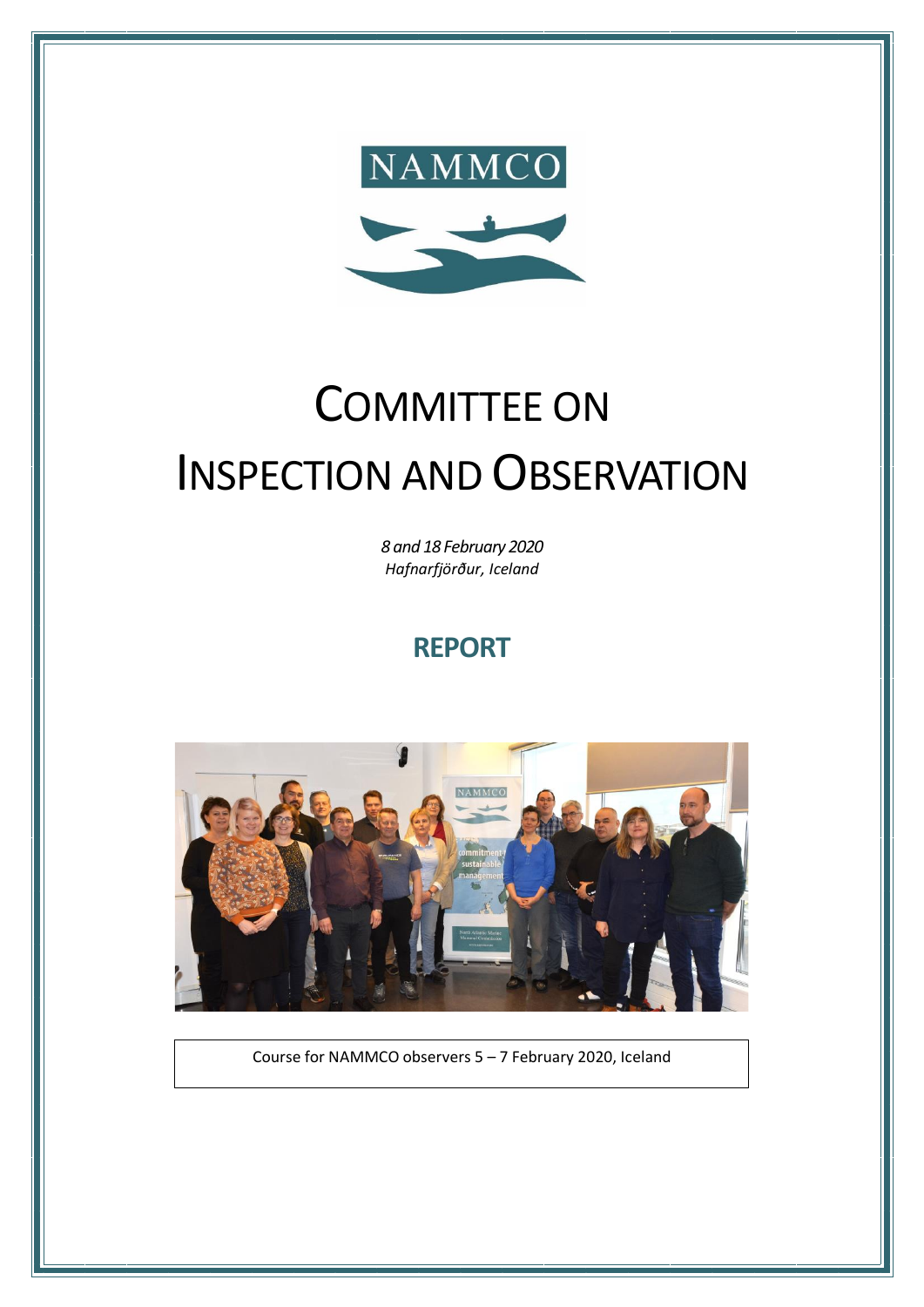NAMMCO

# COMMITTEE ON INSPECTION AND OBSERVATION

*8 and 18 February 2020*
*Hafnarfjörður, Iceland*

## REPORT

Course for NAMMCO observers 5 – 7 February 2020, Iceland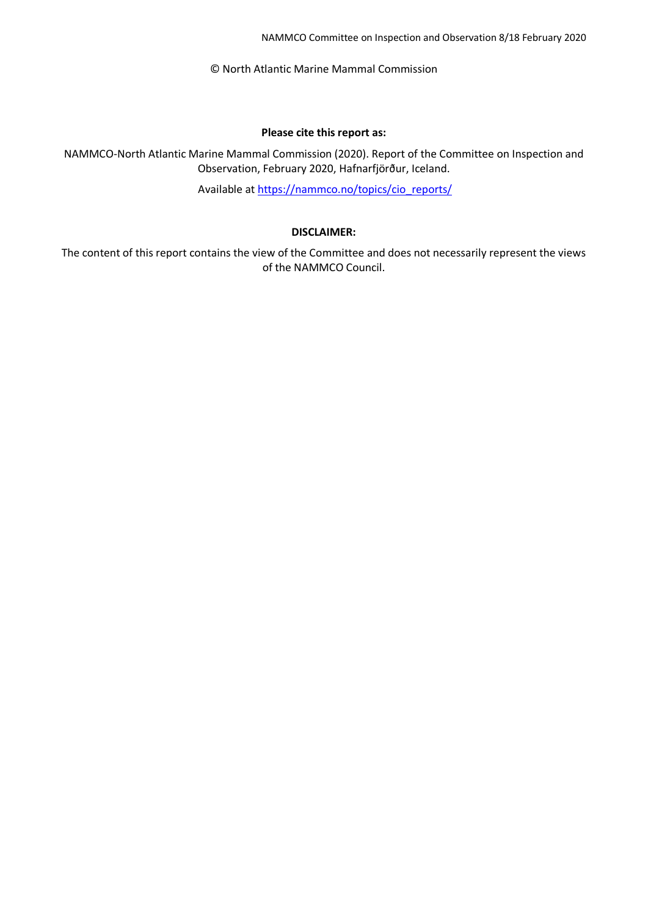© North Atlantic Marine Mammal Commission

**Please cite this report as:**

NAMMCO-North Atlantic Marine Mammal Commission (2020). Report of the Committee on Inspection and Observation, February 2020, Hafnarfjörður, Iceland.

Available at https://nammco.no/topics/cio_reports/

**DISCLAIMER:**

The content of this report contains the view of the Committee and does not necessarily represent the views of the NAMMCO Council.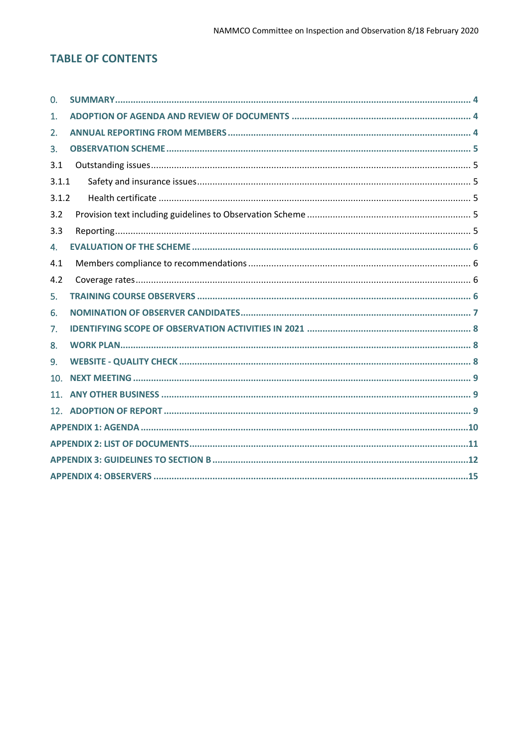## TABLE OF CONTENTS

0. SUMMARY ........ 4
1. ADOPTION OF AGENDA AND REVIEW OF DOCUMENTS ........ 4
2. ANNUAL REPORTING FROM MEMBERS ........ 4
3. OBSERVATION SCHEME ........ 5
   - 3.1 Outstanding issues ........ 5
     - 3.1.1 Safety and insurance issues ........ 5
     - 3.1.2 Health certificate ........ 5
   - 3.2 Provision text including guidelines to Observation Scheme ........ 5
   - 3.3 Reporting ........ 5
4. EVALUATION OF THE SCHEME ........ 6
   - 4.1 Members compliance to recommendations ........ 6
   - 4.2 Coverage rates ........ 6
5. TRAINING COURSE OBSERVERS ........ 6
6. NOMINATION OF OBSERVER CANDIDATES ........ 7
7. IDENTIFYING SCOPE OF OBSERVATION ACTIVITIES IN 2021 ........ 8
8. WORK PLAN ........ 8
9. WEBSITE - QUALITY CHECK ........ 8
10. NEXT MEETING ........ 9
11. ANY OTHER BUSINESS ........ 9
12. ADOPTION OF REPORT ........ 9

APPENDIX 1: AGENDA ........ 10

APPENDIX 2: LIST OF DOCUMENTS ........ 11

APPENDIX 3: GUIDELINES TO SECTION B ........ 12

APPENDIX 4: OBSERVERS ........ 15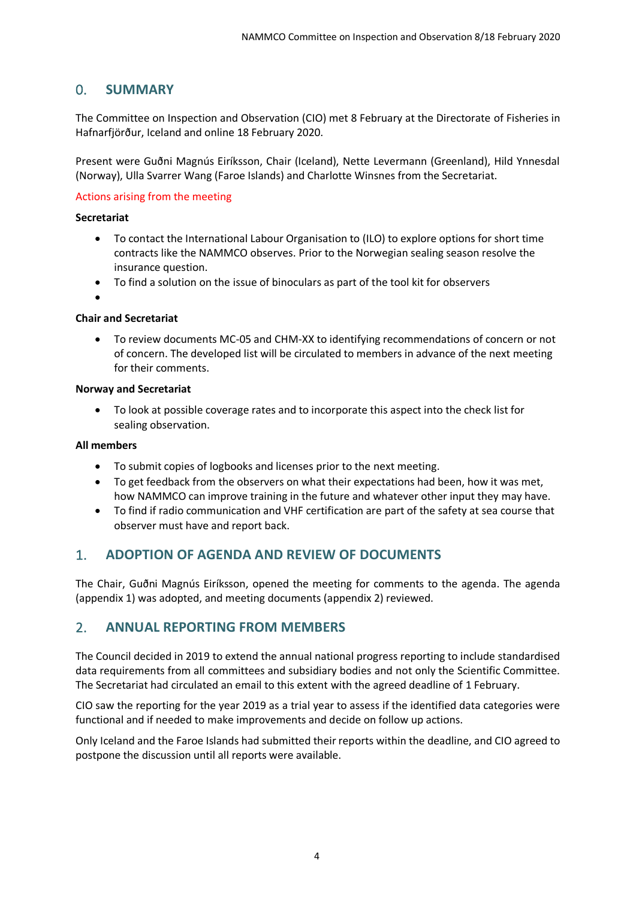## 0. SUMMARY

The Committee on Inspection and Observation (CIO) met 8 February at the Directorate of Fisheries in Hafnarfjörður, Iceland and online 18 February 2020.

Present were Guðni Magnús Eiríksson, Chair (Iceland), Nette Levermann (Greenland), Hild Ynnesdal (Norway), Ulla Svarrer Wang (Faroe Islands) and Charlotte Winsnes from the Secretariat.

Actions arising from the meeting

**Secretariat**

- To contact the International Labour Organisation to (ILO) to explore options for short time contracts like the NAMMCO observes. Prior to the Norwegian sealing season resolve the insurance question.
- To find a solution on the issue of binoculars as part of the tool kit for observers
- 

**Chair and Secretariat**

- To review documents MC-05 and CHM-XX to identifying recommendations of concern or not of concern. The developed list will be circulated to members in advance of the next meeting for their comments.

**Norway and Secretariat**

- To look at possible coverage rates and to incorporate this aspect into the check list for sealing observation.

**All members**

- To submit copies of logbooks and licenses prior to the next meeting.
- To get feedback from the observers on what their expectations had been, how it was met, how NAMMCO can improve training in the future and whatever other input they may have.
- To find if radio communication and VHF certification are part of the safety at sea course that observer must have and report back.

## 1. ADOPTION OF AGENDA AND REVIEW OF DOCUMENTS

The Chair, Guðni Magnús Eiríksson, opened the meeting for comments to the agenda. The agenda (appendix 1) was adopted, and meeting documents (appendix 2) reviewed.

## 2. ANNUAL REPORTING FROM MEMBERS

The Council decided in 2019 to extend the annual national progress reporting to include standardised data requirements from all committees and subsidiary bodies and not only the Scientific Committee. The Secretariat had circulated an email to this extent with the agreed deadline of 1 February.

CIO saw the reporting for the year 2019 as a trial year to assess if the identified data categories were functional and if needed to make improvements and decide on follow up actions.

Only Iceland and the Faroe Islands had submitted their reports within the deadline, and CIO agreed to postpone the discussion until all reports were available.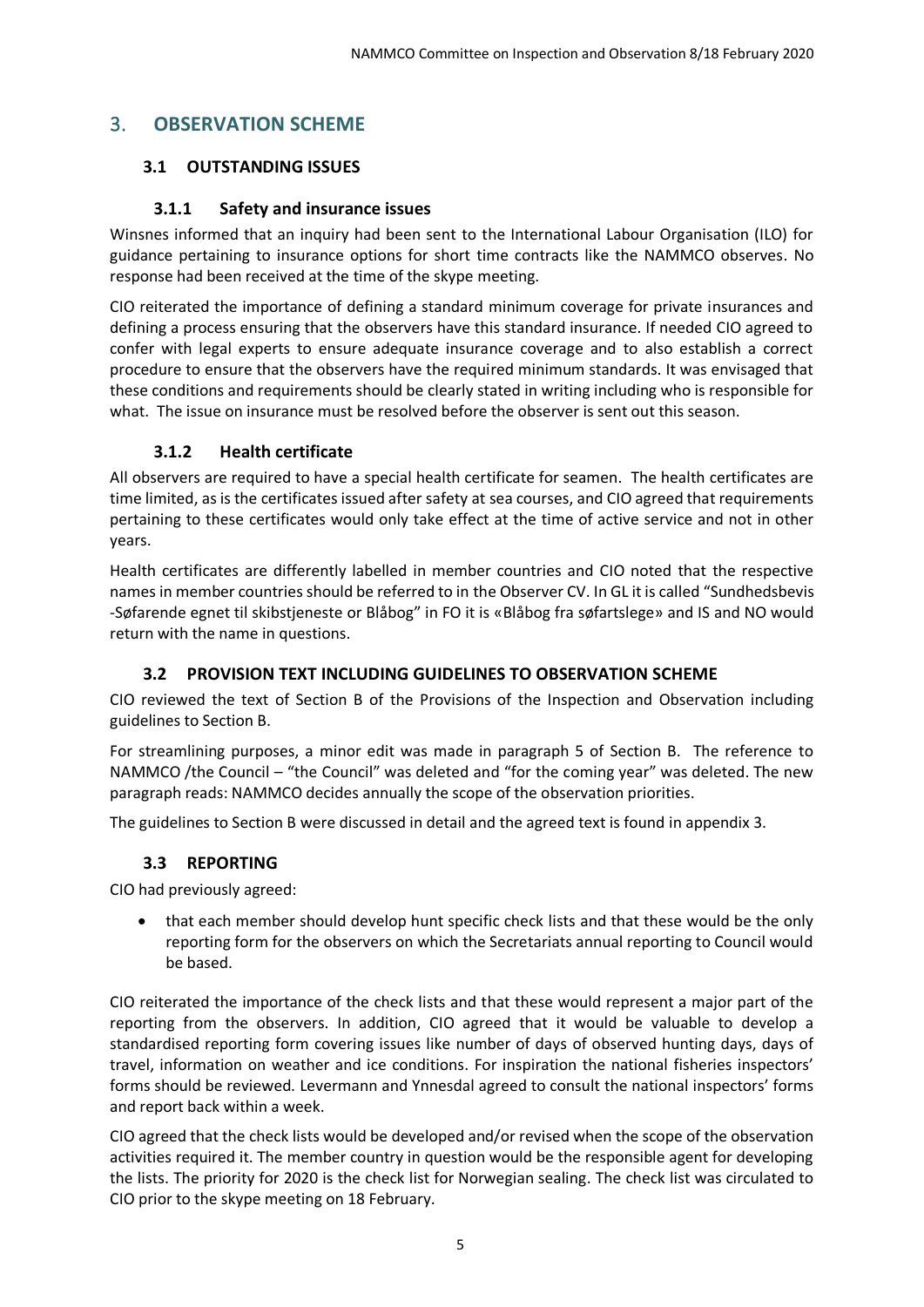## 3. OBSERVATION SCHEME

### 3.1 OUTSTANDING ISSUES

#### 3.1.1 Safety and insurance issues

Winsnes informed that an inquiry had been sent to the International Labour Organisation (ILO) for guidance pertaining to insurance options for short time contracts like the NAMMCO observes. No response had been received at the time of the skype meeting.

CIO reiterated the importance of defining a standard minimum coverage for private insurances and defining a process ensuring that the observers have this standard insurance. If needed CIO agreed to confer with legal experts to ensure adequate insurance coverage and to also establish a correct procedure to ensure that the observers have the required minimum standards. It was envisaged that these conditions and requirements should be clearly stated in writing including who is responsible for what. The issue on insurance must be resolved before the observer is sent out this season.

#### 3.1.2 Health certificate

All observers are required to have a special health certificate for seamen. The health certificates are time limited, as is the certificates issued after safety at sea courses, and CIO agreed that requirements pertaining to these certificates would only take effect at the time of active service and not in other years.

Health certificates are differently labelled in member countries and CIO noted that the respective names in member countries should be referred to in the Observer CV. In GL it is called "Sundhedsbevis -Søfarende egnet til skibstjeneste or Blåbog" in FO it is «Blåbog fra søfartslege» and IS and NO would return with the name in questions.

### 3.2 PROVISION TEXT INCLUDING GUIDELINES TO OBSERVATION SCHEME

CIO reviewed the text of Section B of the Provisions of the Inspection and Observation including guidelines to Section B.

For streamlining purposes, a minor edit was made in paragraph 5 of Section B. The reference to NAMMCO /the Council – "the Council" was deleted and "for the coming year" was deleted. The new paragraph reads: NAMMCO decides annually the scope of the observation priorities.

The guidelines to Section B were discussed in detail and the agreed text is found in appendix 3.

### 3.3 REPORTING

CIO had previously agreed:

- that each member should develop hunt specific check lists and that these would be the only reporting form for the observers on which the Secretariats annual reporting to Council would be based.

CIO reiterated the importance of the check lists and that these would represent a major part of the reporting from the observers. In addition, CIO agreed that it would be valuable to develop a standardised reporting form covering issues like number of days of observed hunting days, days of travel, information on weather and ice conditions. For inspiration the national fisheries inspectors' forms should be reviewed. Levermann and Ynnesdal agreed to consult the national inspectors' forms and report back within a week.

CIO agreed that the check lists would be developed and/or revised when the scope of the observation activities required it. The member country in question would be the responsible agent for developing the lists. The priority for 2020 is the check list for Norwegian sealing. The check list was circulated to CIO prior to the skype meeting on 18 February.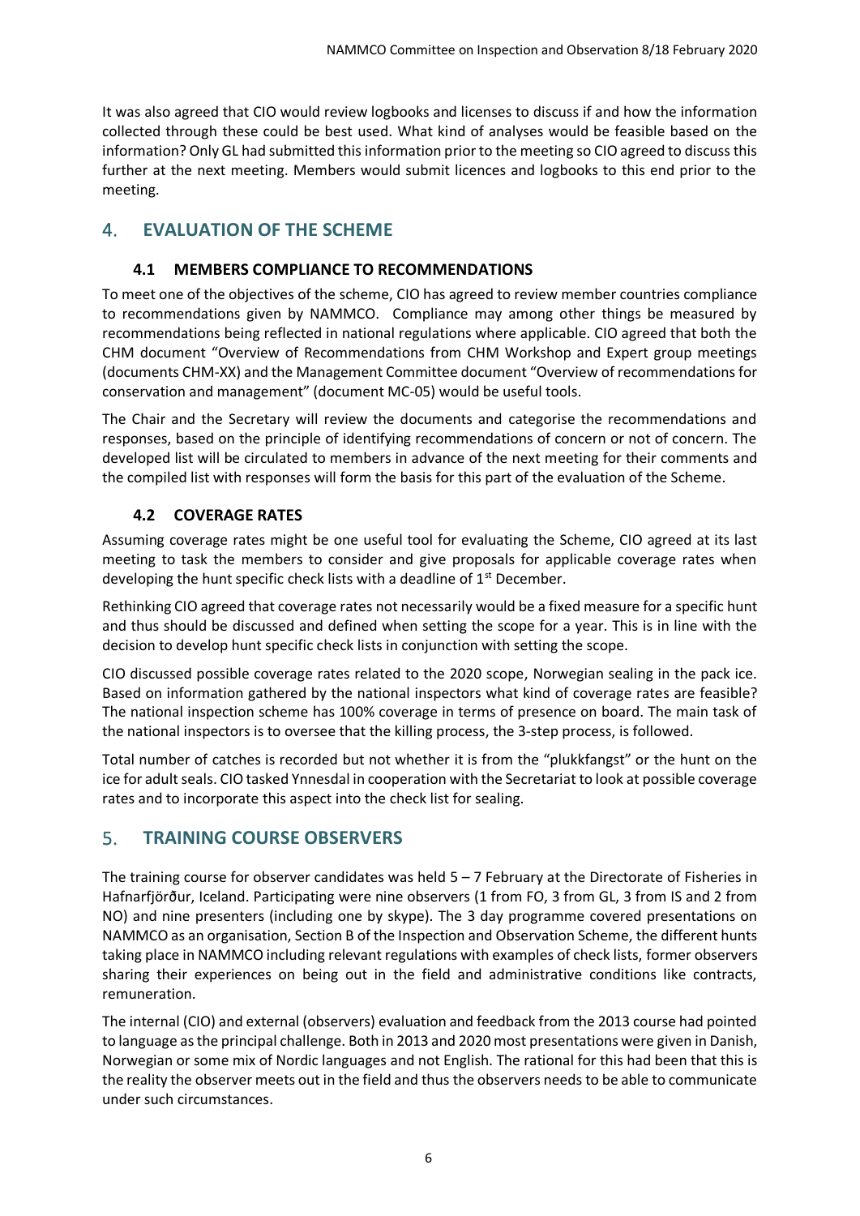It was also agreed that CIO would review logbooks and licenses to discuss if and how the information collected through these could be best used. What kind of analyses would be feasible based on the information? Only GL had submitted this information prior to the meeting so CIO agreed to discuss this further at the next meeting. Members would submit licences and logbooks to this end prior to the meeting.

## 4. EVALUATION OF THE SCHEME

### 4.1 MEMBERS COMPLIANCE TO RECOMMENDATIONS

To meet one of the objectives of the scheme, CIO has agreed to review member countries compliance to recommendations given by NAMMCO. Compliance may among other things be measured by recommendations being reflected in national regulations where applicable. CIO agreed that both the CHM document "Overview of Recommendations from CHM Workshop and Expert group meetings (documents CHM-XX) and the Management Committee document "Overview of recommendations for conservation and management" (document MC-05) would be useful tools.

The Chair and the Secretary will review the documents and categorise the recommendations and responses, based on the principle of identifying recommendations of concern or not of concern. The developed list will be circulated to members in advance of the next meeting for their comments and the compiled list with responses will form the basis for this part of the evaluation of the Scheme.

### 4.2 COVERAGE RATES

Assuming coverage rates might be one useful tool for evaluating the Scheme, CIO agreed at its last meeting to task the members to consider and give proposals for applicable coverage rates when developing the hunt specific check lists with a deadline of 1st December.

Rethinking CIO agreed that coverage rates not necessarily would be a fixed measure for a specific hunt and thus should be discussed and defined when setting the scope for a year. This is in line with the decision to develop hunt specific check lists in conjunction with setting the scope.

CIO discussed possible coverage rates related to the 2020 scope, Norwegian sealing in the pack ice. Based on information gathered by the national inspectors what kind of coverage rates are feasible? The national inspection scheme has 100% coverage in terms of presence on board. The main task of the national inspectors is to oversee that the killing process, the 3-step process, is followed.

Total number of catches is recorded but not whether it is from the "plukkfangst" or the hunt on the ice for adult seals. CIO tasked Ynnesdal in cooperation with the Secretariat to look at possible coverage rates and to incorporate this aspect into the check list for sealing.

## 5. TRAINING COURSE OBSERVERS

The training course for observer candidates was held 5 – 7 February at the Directorate of Fisheries in Hafnarfjörður, Iceland. Participating were nine observers (1 from FO, 3 from GL, 3 from IS and 2 from NO) and nine presenters (including one by skype). The 3 day programme covered presentations on NAMMCO as an organisation, Section B of the Inspection and Observation Scheme, the different hunts taking place in NAMMCO including relevant regulations with examples of check lists, former observers sharing their experiences on being out in the field and administrative conditions like contracts, remuneration.

The internal (CIO) and external (observers) evaluation and feedback from the 2013 course had pointed to language as the principal challenge. Both in 2013 and 2020 most presentations were given in Danish, Norwegian or some mix of Nordic languages and not English. The rational for this had been that this is the reality the observer meets out in the field and thus the observers needs to be able to communicate under such circumstances.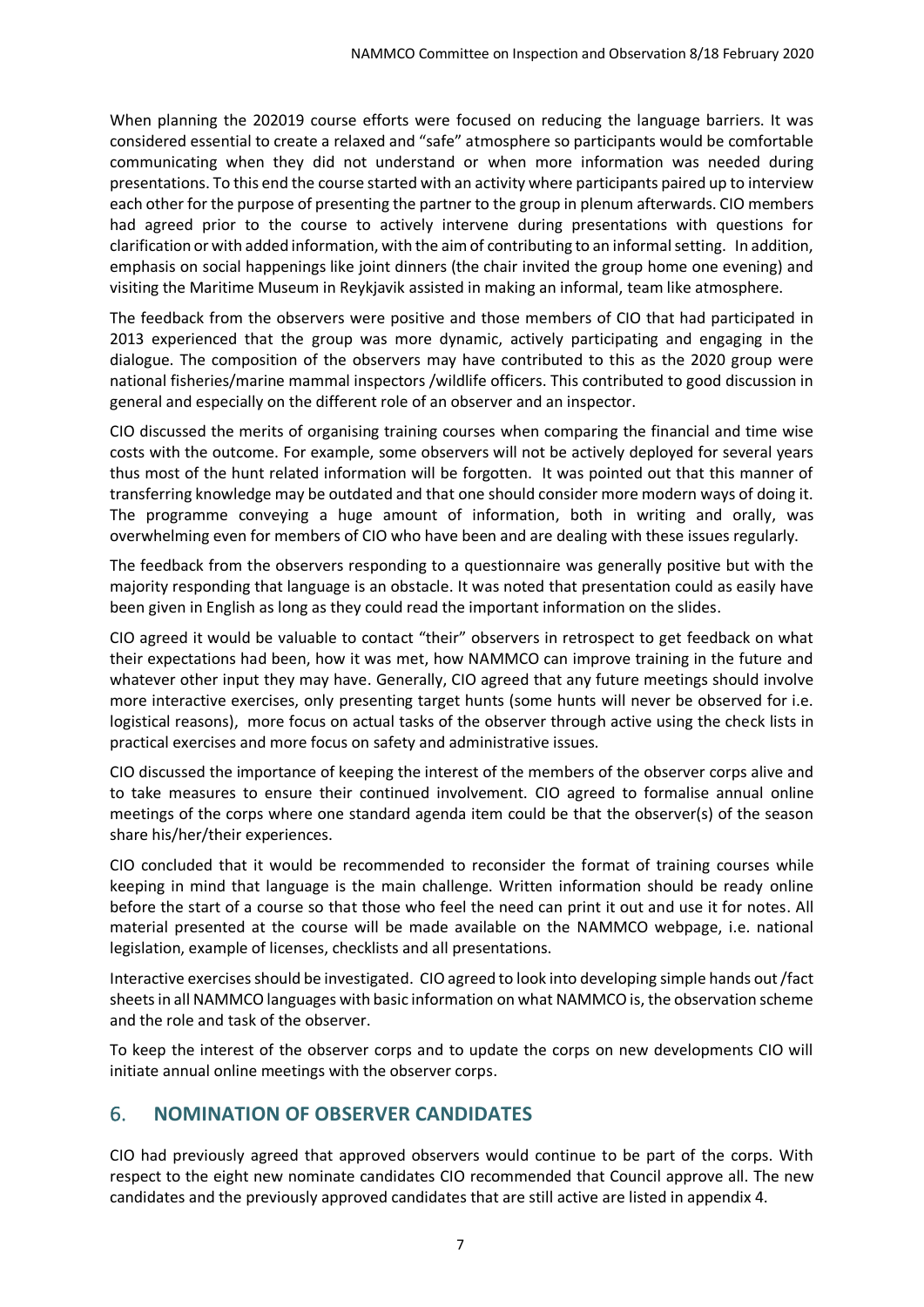When planning the 202019 course efforts were focused on reducing the language barriers. It was considered essential to create a relaxed and "safe" atmosphere so participants would be comfortable communicating when they did not understand or when more information was needed during presentations. To this end the course started with an activity where participants paired up to interview each other for the purpose of presenting the partner to the group in plenum afterwards. CIO members had agreed prior to the course to actively intervene during presentations with questions for clarification or with added information, with the aim of contributing to an informal setting. In addition, emphasis on social happenings like joint dinners (the chair invited the group home one evening) and visiting the Maritime Museum in Reykjavik assisted in making an informal, team like atmosphere.

The feedback from the observers were positive and those members of CIO that had participated in 2013 experienced that the group was more dynamic, actively participating and engaging in the dialogue. The composition of the observers may have contributed to this as the 2020 group were national fisheries/marine mammal inspectors /wildlife officers. This contributed to good discussion in general and especially on the different role of an observer and an inspector.

CIO discussed the merits of organising training courses when comparing the financial and time wise costs with the outcome. For example, some observers will not be actively deployed for several years thus most of the hunt related information will be forgotten. It was pointed out that this manner of transferring knowledge may be outdated and that one should consider more modern ways of doing it. The programme conveying a huge amount of information, both in writing and orally, was overwhelming even for members of CIO who have been and are dealing with these issues regularly.

The feedback from the observers responding to a questionnaire was generally positive but with the majority responding that language is an obstacle. It was noted that presentation could as easily have been given in English as long as they could read the important information on the slides.

CIO agreed it would be valuable to contact "their" observers in retrospect to get feedback on what their expectations had been, how it was met, how NAMMCO can improve training in the future and whatever other input they may have. Generally, CIO agreed that any future meetings should involve more interactive exercises, only presenting target hunts (some hunts will never be observed for i.e. logistical reasons), more focus on actual tasks of the observer through active using the check lists in practical exercises and more focus on safety and administrative issues.

CIO discussed the importance of keeping the interest of the members of the observer corps alive and to take measures to ensure their continued involvement. CIO agreed to formalise annual online meetings of the corps where one standard agenda item could be that the observer(s) of the season share his/her/their experiences.

CIO concluded that it would be recommended to reconsider the format of training courses while keeping in mind that language is the main challenge. Written information should be ready online before the start of a course so that those who feel the need can print it out and use it for notes. All material presented at the course will be made available on the NAMMCO webpage, i.e. national legislation, example of licenses, checklists and all presentations.

Interactive exercises should be investigated. CIO agreed to look into developing simple hands out /fact sheets in all NAMMCO languages with basic information on what NAMMCO is, the observation scheme and the role and task of the observer.

To keep the interest of the observer corps and to update the corps on new developments CIO will initiate annual online meetings with the observer corps.

## 6. NOMINATION OF OBSERVER CANDIDATES

CIO had previously agreed that approved observers would continue to be part of the corps. With respect to the eight new nominate candidates CIO recommended that Council approve all. The new candidates and the previously approved candidates that are still active are listed in appendix 4.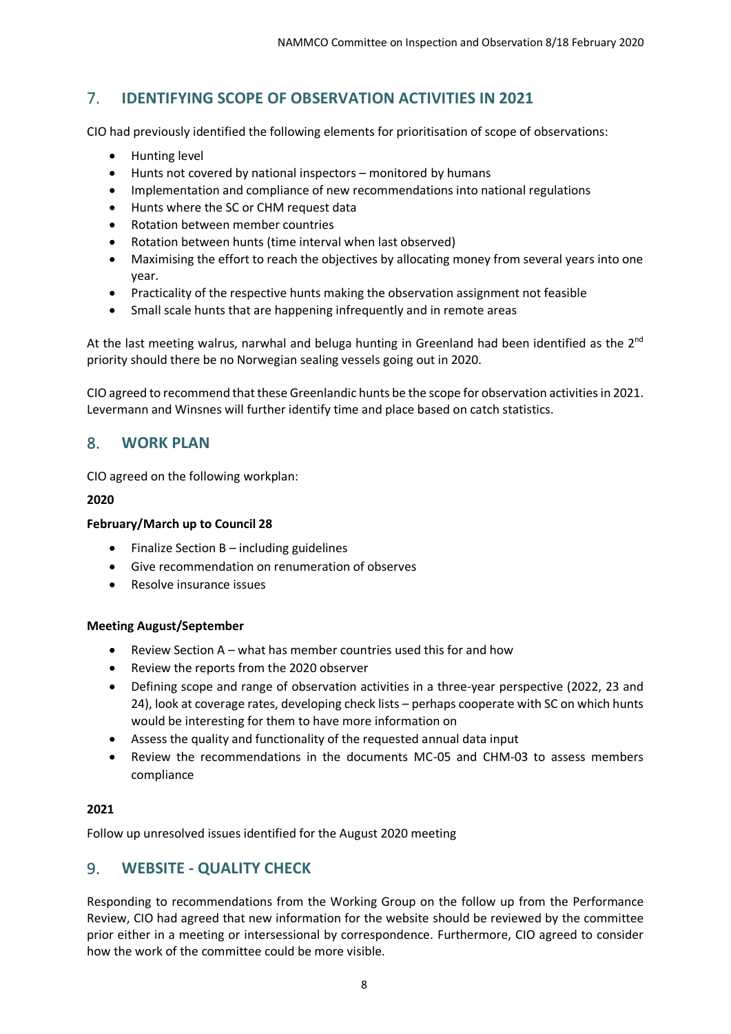## 7. IDENTIFYING SCOPE OF OBSERVATION ACTIVITIES IN 2021

CIO had previously identified the following elements for prioritisation of scope of observations:

- Hunting level
- Hunts not covered by national inspectors – monitored by humans
- Implementation and compliance of new recommendations into national regulations
- Hunts where the SC or CHM request data
- Rotation between member countries
- Rotation between hunts (time interval when last observed)
- Maximising the effort to reach the objectives by allocating money from several years into one year.
- Practicality of the respective hunts making the observation assignment not feasible
- Small scale hunts that are happening infrequently and in remote areas

At the last meeting walrus, narwhal and beluga hunting in Greenland had been identified as the 2nd priority should there be no Norwegian sealing vessels going out in 2020.

CIO agreed to recommend that these Greenlandic hunts be the scope for observation activities in 2021. Levermann and Winsnes will further identify time and place based on catch statistics.

## 8. WORK PLAN

CIO agreed on the following workplan:

**2020**

**February/March up to Council 28**

- Finalize Section B – including guidelines
- Give recommendation on renumeration of observes
- Resolve insurance issues

**Meeting August/September**

- Review Section A – what has member countries used this for and how
- Review the reports from the 2020 observer
- Defining scope and range of observation activities in a three-year perspective (2022, 23 and 24), look at coverage rates, developing check lists – perhaps cooperate with SC on which hunts would be interesting for them to have more information on
- Assess the quality and functionality of the requested annual data input
- Review the recommendations in the documents MC-05 and CHM-03 to assess members compliance

**2021**

Follow up unresolved issues identified for the August 2020 meeting

## 9. WEBSITE - QUALITY CHECK

Responding to recommendations from the Working Group on the follow up from the Performance Review, CIO had agreed that new information for the website should be reviewed by the committee prior either in a meeting or intersessional by correspondence. Furthermore, CIO agreed to consider how the work of the committee could be more visible.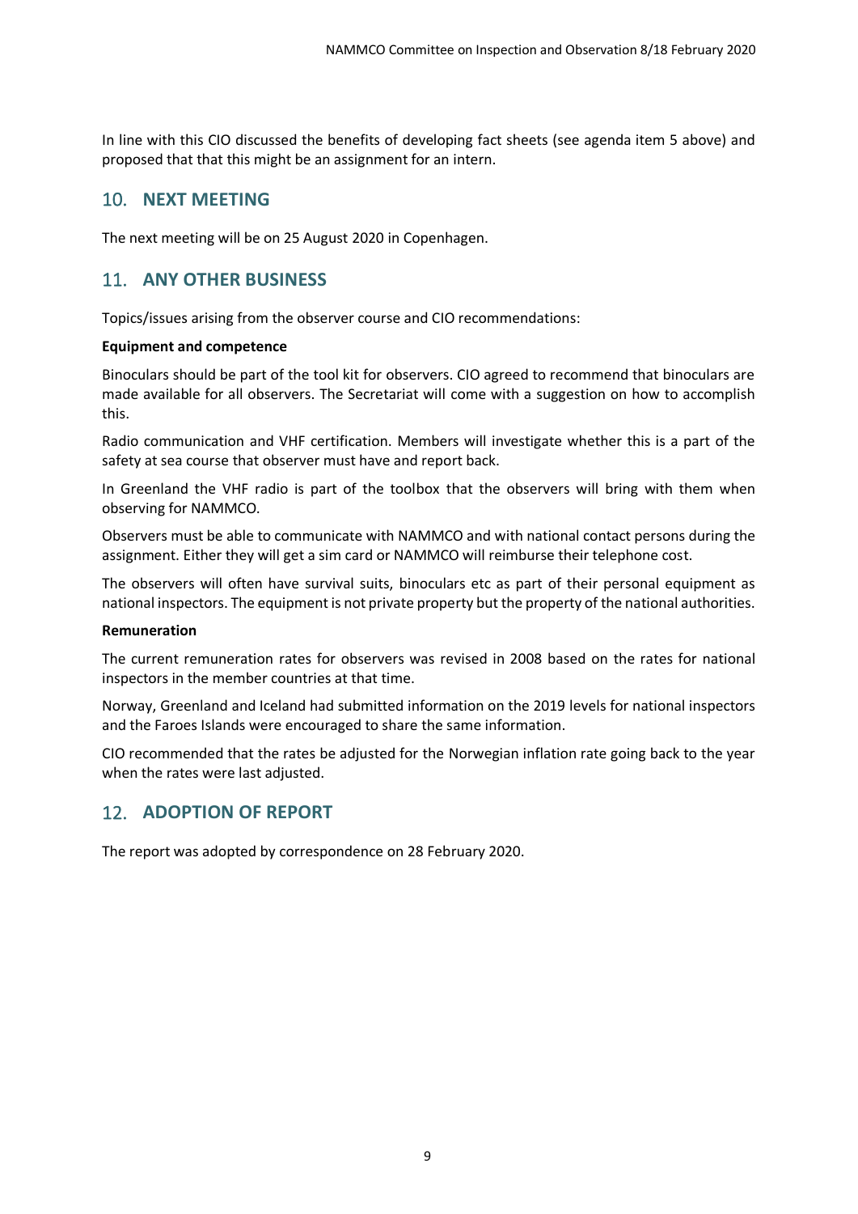In line with this CIO discussed the benefits of developing fact sheets (see agenda item 5 above) and proposed that that this might be an assignment for an intern.

## 10. NEXT MEETING

The next meeting will be on 25 August 2020 in Copenhagen.

## 11. ANY OTHER BUSINESS

Topics/issues arising from the observer course and CIO recommendations:

**Equipment and competence**

Binoculars should be part of the tool kit for observers. CIO agreed to recommend that binoculars are made available for all observers. The Secretariat will come with a suggestion on how to accomplish this.

Radio communication and VHF certification. Members will investigate whether this is a part of the safety at sea course that observer must have and report back.

In Greenland the VHF radio is part of the toolbox that the observers will bring with them when observing for NAMMCO.

Observers must be able to communicate with NAMMCO and with national contact persons during the assignment. Either they will get a sim card or NAMMCO will reimburse their telephone cost.

The observers will often have survival suits, binoculars etc as part of their personal equipment as national inspectors. The equipment is not private property but the property of the national authorities.

**Remuneration**

The current remuneration rates for observers was revised in 2008 based on the rates for national inspectors in the member countries at that time.

Norway, Greenland and Iceland had submitted information on the 2019 levels for national inspectors and the Faroes Islands were encouraged to share the same information.

CIO recommended that the rates be adjusted for the Norwegian inflation rate going back to the year when the rates were last adjusted.

## 12. ADOPTION OF REPORT

The report was adopted by correspondence on 28 February 2020.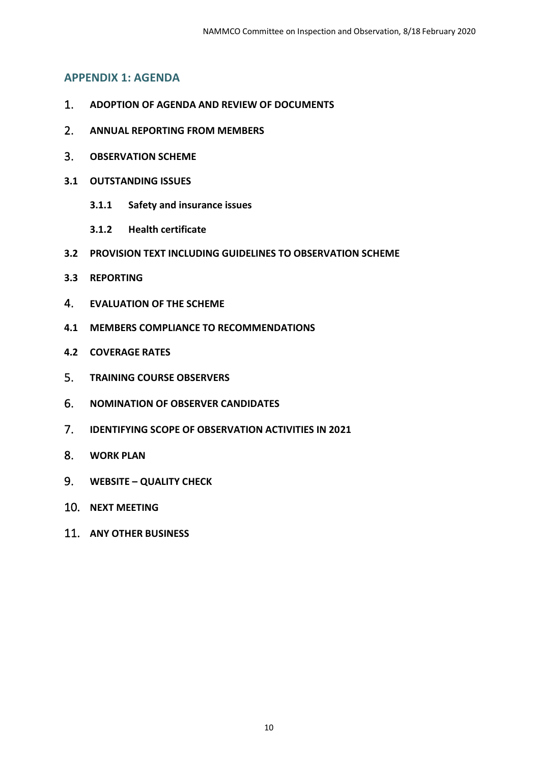## APPENDIX 1: AGENDA

1. **ADOPTION OF AGENDA AND REVIEW OF DOCUMENTS**
2. **ANNUAL REPORTING FROM MEMBERS**
3. **OBSERVATION SCHEME**

**3.1 OUTSTANDING ISSUES**

**3.1.1 Safety and insurance issues**

**3.1.2 Health certificate**

**3.2 PROVISION TEXT INCLUDING GUIDELINES TO OBSERVATION SCHEME**

**3.3 REPORTING**

4. **EVALUATION OF THE SCHEME**

**4.1 MEMBERS COMPLIANCE TO RECOMMENDATIONS**

**4.2 COVERAGE RATES**

5. **TRAINING COURSE OBSERVERS**
6. **NOMINATION OF OBSERVER CANDIDATES**
7. **IDENTIFYING SCOPE OF OBSERVATION ACTIVITIES IN 2021**
8. **WORK PLAN**
9. **WEBSITE – QUALITY CHECK**
10. **NEXT MEETING**
11. **ANY OTHER BUSINESS**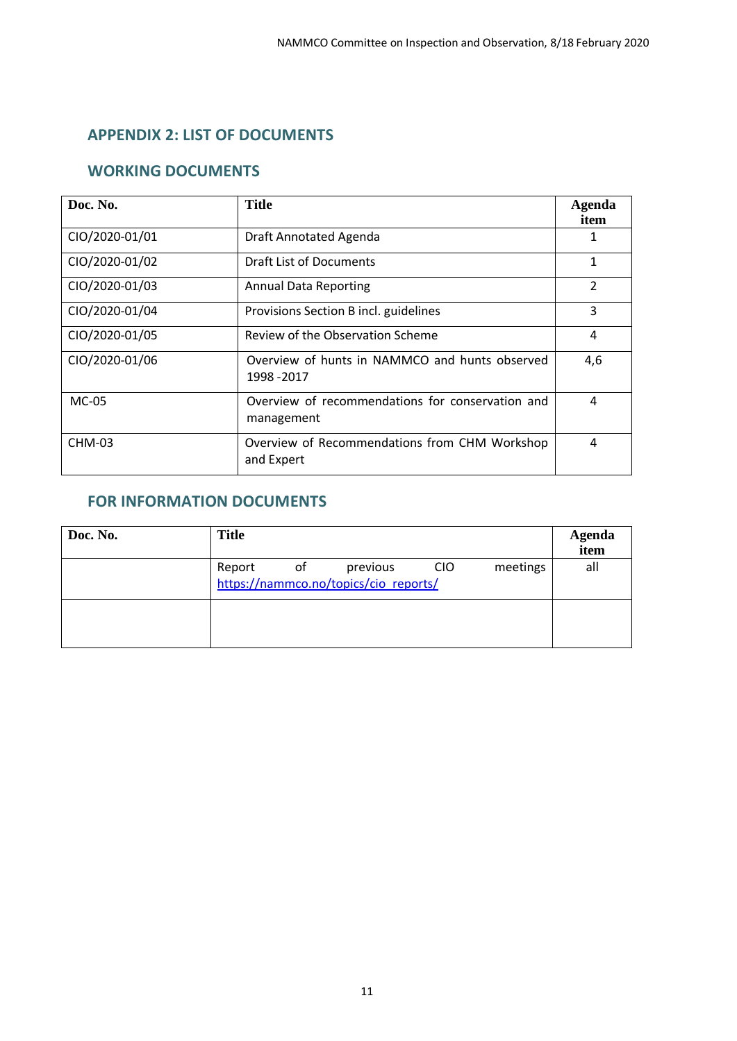## APPENDIX 2: LIST OF DOCUMENTS

### WORKING DOCUMENTS

| Doc. No. | Title | Agenda item |
|---|---|---|
| CIO/2020-01/01 | Draft Annotated Agenda | 1 |
| CIO/2020-01/02 | Draft List of Documents | 1 |
| CIO/2020-01/03 | Annual Data Reporting | 2 |
| CIO/2020-01/04 | Provisions Section B incl. guidelines | 3 |
| CIO/2020-01/05 | Review of the Observation Scheme | 4 |
| CIO/2020-01/06 | Overview of hunts in NAMMCO and hunts observed 1998 -2017 | 4,6 |
| MC-05 | Overview of recommendations for conservation and management | 4 |
| CHM-03 | Overview of Recommendations from CHM Workshop and Expert | 4 |

### FOR INFORMATION DOCUMENTS

| Doc. No. | Title | Agenda item |
|---|---|---|
| | Report of previous CIO meetings https://nammco.no/topics/cio_reports/ | all |
| | | |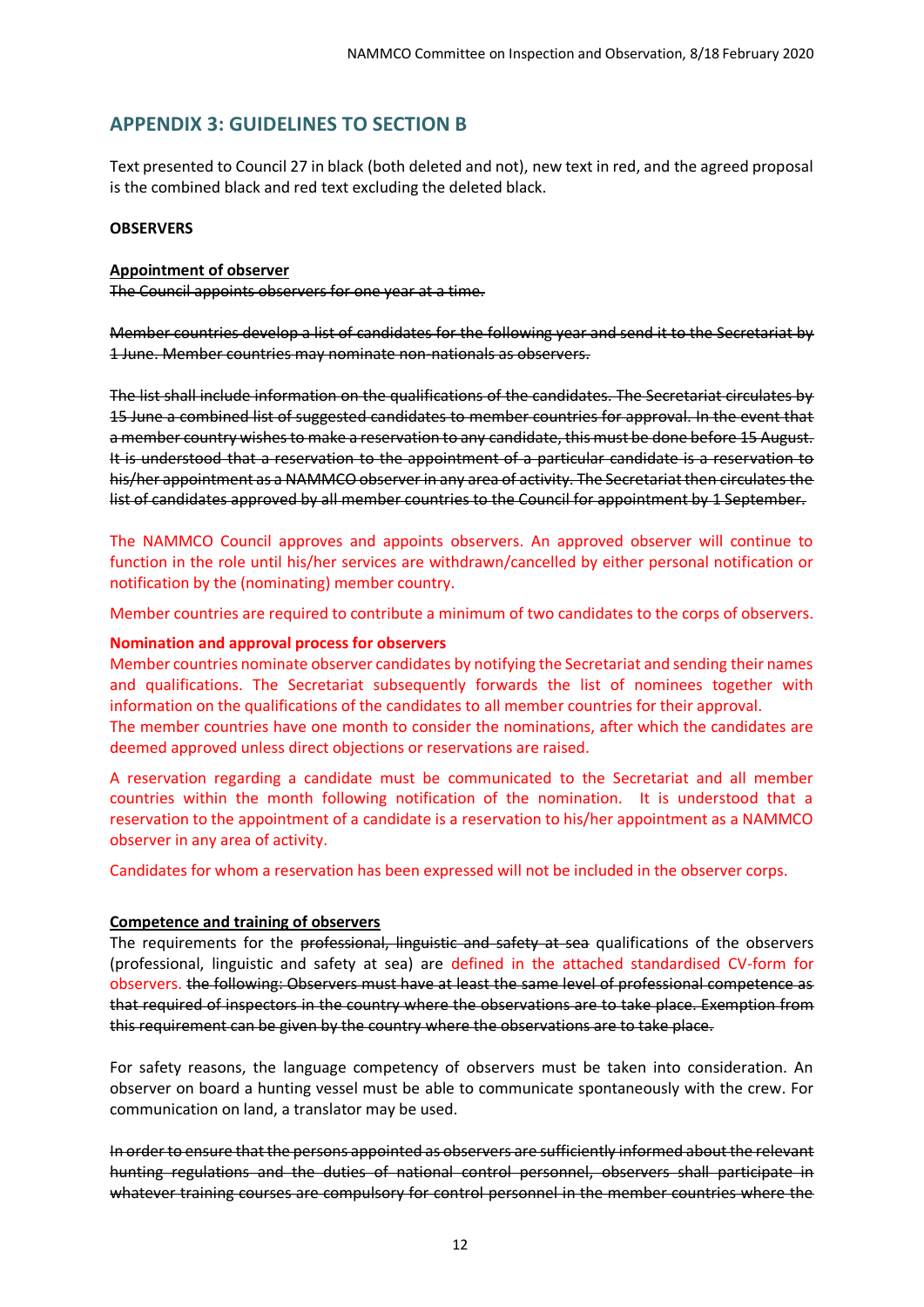## APPENDIX 3: GUIDELINES TO SECTION B

Text presented to Council 27 in black (both deleted and not), new text in red, and the agreed proposal is the combined black and red text excluding the deleted black.

**OBSERVERS**

**Appointment of observer**

~~The Council appoints observers for one year at a time.~~

~~Member countries develop a list of candidates for the following year and send it to the Secretariat by 1 June. Member countries may nominate non-nationals as observers.~~

~~The list shall include information on the qualifications of the candidates. The Secretariat circulates by 15 June a combined list of suggested candidates to member countries for approval. In the event that a member country wishes to make a reservation to any candidate, this must be done before 15 August. It is understood that a reservation to the appointment of a particular candidate is a reservation to his/her appointment as a NAMMCO observer in any area of activity. The Secretariat then circulates the list of candidates approved by all member countries to the Council for appointment by 1 September.~~

The NAMMCO Council approves and appoints observers. An approved observer will continue to function in the role until his/her services are withdrawn/cancelled by either personal notification or notification by the (nominating) member country.

Member countries are required to contribute a minimum of two candidates to the corps of observers.

**Nomination and approval process for observers**

Member countries nominate observer candidates by notifying the Secretariat and sending their names and qualifications. The Secretariat subsequently forwards the list of nominees together with information on the qualifications of the candidates to all member countries for their approval.
The member countries have one month to consider the nominations, after which the candidates are deemed approved unless direct objections or reservations are raised.

A reservation regarding a candidate must be communicated to the Secretariat and all member countries within the month following notification of the nomination. It is understood that a reservation to the appointment of a candidate is a reservation to his/her appointment as a NAMMCO observer in any area of activity.

Candidates for whom a reservation has been expressed will not be included in the observer corps.

**Competence and training of observers**

The requirements for the ~~professional, linguistic and safety at sea~~ qualifications of the observers (professional, linguistic and safety at sea) are defined in the attached standardised CV-form for observers. ~~the following: Observers must have at least the same level of professional competence as that required of inspectors in the country where the observations are to take place. Exemption from this requirement can be given by the country where the observations are to take place.~~

For safety reasons, the language competency of observers must be taken into consideration. An observer on board a hunting vessel must be able to communicate spontaneously with the crew. For communication on land, a translator may be used.

~~In order to ensure that the persons appointed as observers are sufficiently informed about the relevant hunting regulations and the duties of national control personnel, observers shall participate in whatever training courses are compulsory for control personnel in the member countries where the~~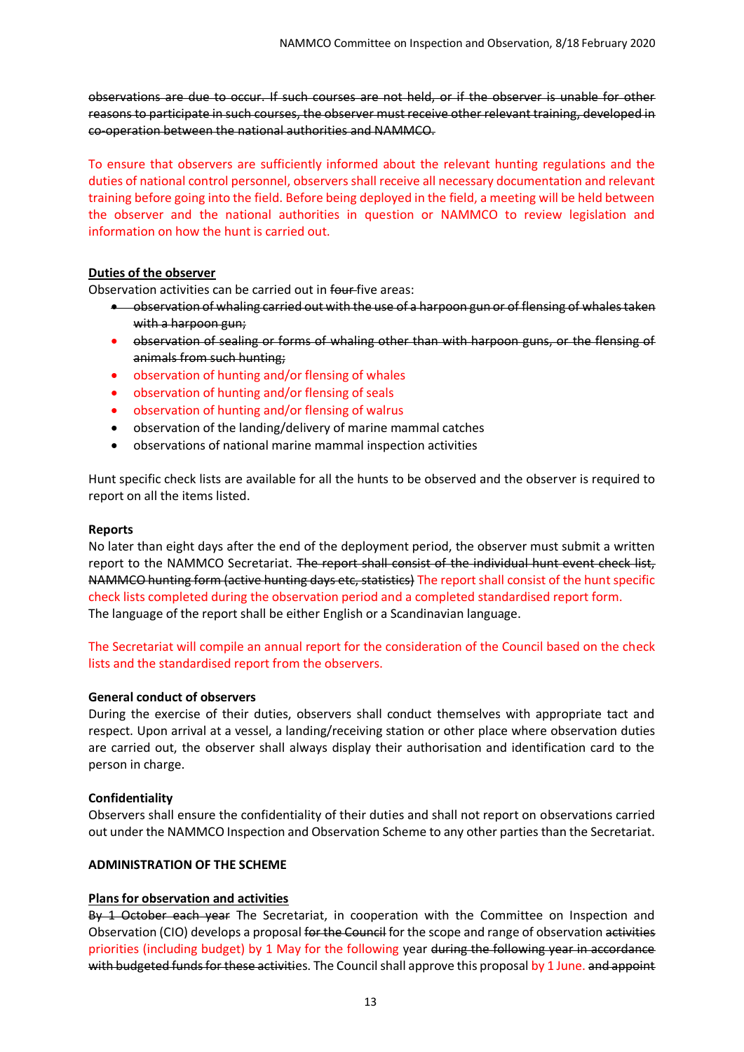~~observations are due to occur. If such courses are not held, or if the observer is unable for other reasons to participate in such courses, the observer must receive other relevant training, developed in co-operation between the national authorities and NAMMCO.~~

To ensure that observers are sufficiently informed about the relevant hunting regulations and the duties of national control personnel, observers shall receive all necessary documentation and relevant training before going into the field. Before being deployed in the field, a meeting will be held between the observer and the national authorities in question or NAMMCO to review legislation and information on how the hunt is carried out.

**Duties of the observer**

Observation activities can be carried out in ~~four~~ five areas:

- ~~observation of whaling carried out with the use of a harpoon gun or of flensing of whales taken with a harpoon gun;~~
- ~~observation of sealing or forms of whaling other than with harpoon guns, or the flensing of animals from such hunting;~~
- observation of hunting and/or flensing of whales
- observation of hunting and/or flensing of seals
- observation of hunting and/or flensing of walrus
- observation of the landing/delivery of marine mammal catches
- observations of national marine mammal inspection activities

Hunt specific check lists are available for all the hunts to be observed and the observer is required to report on all the items listed.

**Reports**

No later than eight days after the end of the deployment period, the observer must submit a written report to the NAMMCO Secretariat. ~~The report shall consist of the individual hunt event check list, NAMMCO hunting form (active hunting days etc, statistics)~~ The report shall consist of the hunt specific check lists completed during the observation period and a completed standardised report form. The language of the report shall be either English or a Scandinavian language.

The Secretariat will compile an annual report for the consideration of the Council based on the check lists and the standardised report from the observers.

**General conduct of observers**

During the exercise of their duties, observers shall conduct themselves with appropriate tact and respect. Upon arrival at a vessel, a landing/receiving station or other place where observation duties are carried out, the observer shall always display their authorisation and identification card to the person in charge.

**Confidentiality**

Observers shall ensure the confidentiality of their duties and shall not report on observations carried out under the NAMMCO Inspection and Observation Scheme to any other parties than the Secretariat.

**ADMINISTRATION OF THE SCHEME**

**Plans for observation and activities**

~~By 1 October each year~~ The Secretariat, in cooperation with the Committee on Inspection and Observation (CIO) develops a proposal ~~for the Council~~ for the scope and range of observation ~~activities~~ priorities (including budget) by 1 May for the following year ~~during the following year in accordance with budgeted funds for these activiti~~es. The Council shall approve this proposal by 1 June. ~~and appoint~~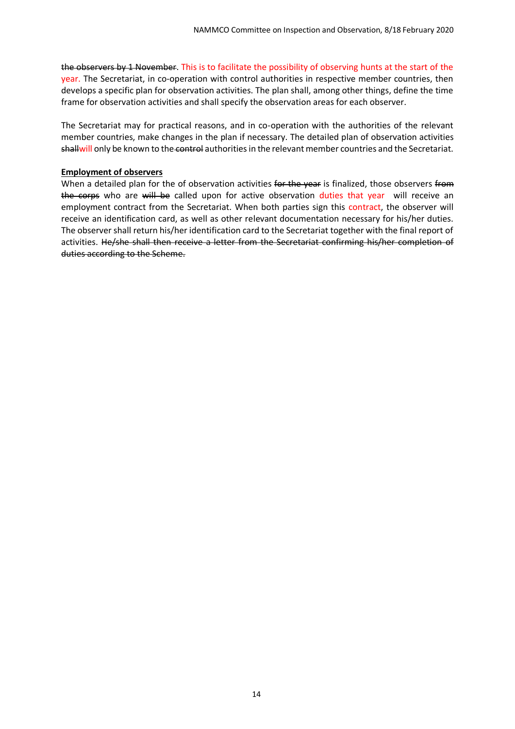~~the observers by 1 November~~. This is to facilitate the possibility of observing hunts at the start of the year. The Secretariat, in co-operation with control authorities in respective member countries, then develops a specific plan for observation activities. The plan shall, among other things, define the time frame for observation activities and shall specify the observation areas for each observer.

The Secretariat may for practical reasons, and in co-operation with the authorities of the relevant member countries, make changes in the plan if necessary. The detailed plan of observation activities ~~shall~~will only be known to the ~~control~~ authorities in the relevant member countries and the Secretariat.

**Employment of observers**

When a detailed plan for the of observation activities ~~for the year~~ is finalized, those observers ~~from the corps~~ who are ~~will be~~ called upon for active observation duties that year will receive an employment contract from the Secretariat. When both parties sign this contract, the observer will receive an identification card, as well as other relevant documentation necessary for his/her duties. The observer shall return his/her identification card to the Secretariat together with the final report of activities. ~~He/she shall then receive a letter from the Secretariat confirming his/her completion of duties according to the Scheme.~~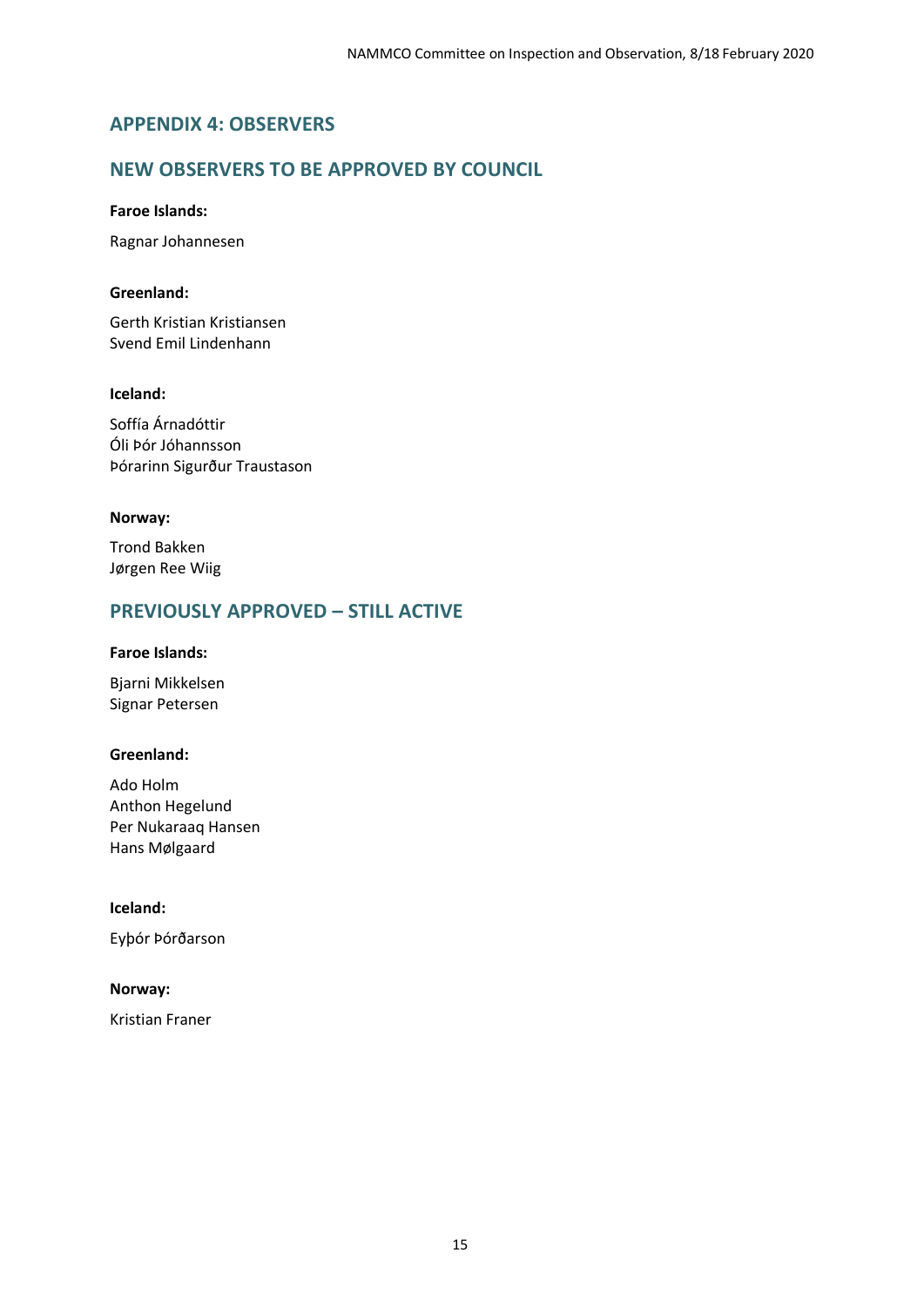## APPENDIX 4: OBSERVERS

## NEW OBSERVERS TO BE APPROVED BY COUNCIL

**Faroe Islands:**

Ragnar Johannesen

**Greenland:**

Gerth Kristian Kristiansen  
Svend Emil Lindenhann

**Iceland:**

Soffía Árnadóttir  
Óli Þór Jóhannsson  
Þórarinn Sigurður Traustason

**Norway:**

Trond Bakken  
Jørgen Ree Wiig

## PREVIOUSLY APPROVED – STILL ACTIVE

**Faroe Islands:**

Bjarni Mikkelsen  
Signar Petersen

**Greenland:**

Ado Holm  
Anthon Hegelund  
Per Nukaraaq Hansen  
Hans Mølgaard

**Iceland:**

Eyþór Þórðarson

**Norway:**

Kristian Franer